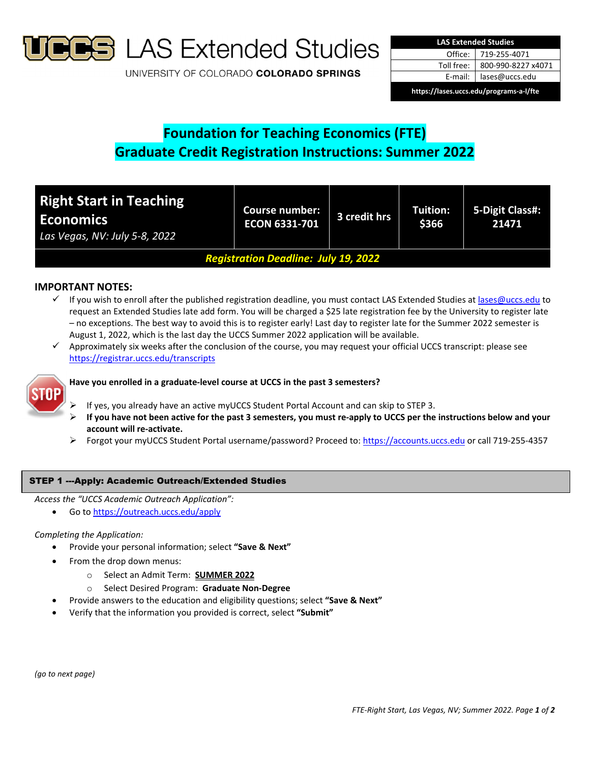LAS Extended Studies

UNIVERSITY OF COLORADO **COLORADO SPRINGS**

| LAS Extended Studies | |
|---|---|
| Office: | 719-255-4071 |
| Toll free: | 800-990-8227 x4071 |
| E-mail: | lases@uccs.edu |
| https://lases.uccs.edu/programs-a-l/fte | |

# Foundation for Teaching Economics (FTE)
# Graduate Credit Registration Instructions: Summer 2022

| **Right Start in Teaching Economics** *Las Vegas, NV: July 5-8, 2022* | **Course number: ECON 6331-701** | **3 credit hrs** | **Tuition: $366** | **5-Digit Class#: 21471** |
|---|---|---|---|---|
| ***Registration Deadline: July 19, 2022*** | | | | |

## IMPORTANT NOTES:

- ✓ If you wish to enroll after the published registration deadline, you must contact LAS Extended Studies at lases@uccs.edu to request an Extended Studies late add form. You will be charged a $25 late registration fee by the University to register late – no exceptions. The best way to avoid this is to register early! Last day to register late for the Summer 2022 semester is August 1, 2022, which is the last day the UCCS Summer 2022 application will be available.
- ✓ Approximately six weeks after the conclusion of the course, you may request your official UCCS transcript: please see https://registrar.uccs.edu/transcripts

STOP

**Have you enrolled in a graduate-level course at UCCS in the past 3 semesters?**

- If yes, you already have an active myUCCS Student Portal Account and can skip to STEP 3.
- **If you have not been active for the past 3 semesters, you must re-apply to UCCS per the instructions below and your account will re-activate.**
- Forgot your myUCCS Student Portal username/password? Proceed to: https://accounts.uccs.edu or call 719-255-4357

## STEP 1 ---Apply: Academic Outreach/Extended Studies

*Access the "UCCS Academic Outreach Application":*

- Go to https://outreach.uccs.edu/apply

*Completing the Application:*

- Provide your personal information; select **"Save & Next"**
- From the drop down menus:
  - Select an Admit Term: **SUMMER 2022**
  - Select Desired Program: **Graduate Non-Degree**
- Provide answers to the education and eligibility questions; select **"Save & Next"**
- Verify that the information you provided is correct, select **"Submit"**

*(go to next page)*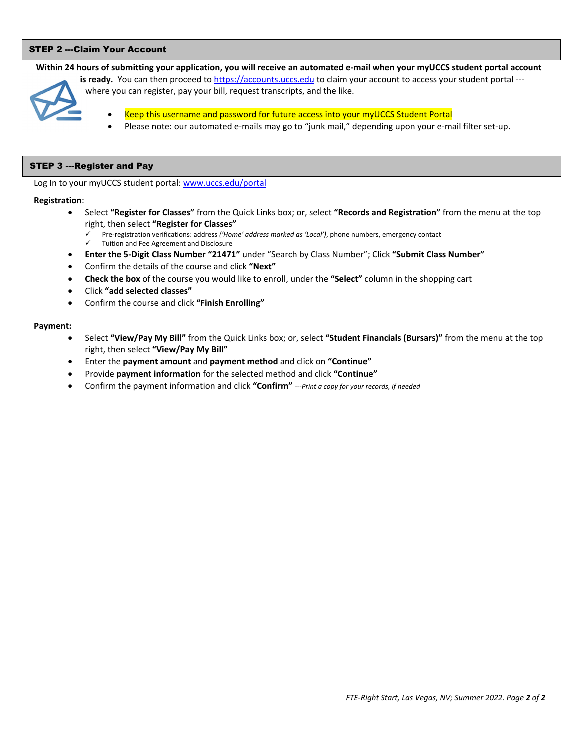## STEP 2 ---Claim Your Account

**Within 24 hours of submitting your application, you will receive an automated e-mail when your myUCCS student portal account is ready.** You can then proceed to https://accounts.uccs.edu to claim your account to access your student portal --- where you can register, pay your bill, request transcripts, and the like.

- Keep this username and password for future access into your myUCCS Student Portal
- Please note: our automated e-mails may go to "junk mail," depending upon your e-mail filter set-up.

## STEP 3 ---Register and Pay

Log In to your myUCCS student portal: www.uccs.edu/portal

**Registration**:

- Select **"Register for Classes"** from the Quick Links box; or, select **"Records and Registration"** from the menu at the top right, then select **"Register for Classes"**
  - ✓ Pre-registration verifications: address *('Home' address marked as 'Local')*, phone numbers, emergency contact
  - ✓ Tuition and Fee Agreement and Disclosure
- **Enter the 5-Digit Class Number "21471"** under "Search by Class Number"; Click **"Submit Class Number"**
- Confirm the details of the course and click **"Next"**
- **Check the box** of the course you would like to enroll, under the **"Select"** column in the shopping cart
- Click **"add selected classes"**
- Confirm the course and click **"Finish Enrolling"**

**Payment:**

- Select **"View/Pay My Bill"** from the Quick Links box; or, select **"Student Financials (Bursars)"** from the menu at the top right, then select **"View/Pay My Bill"**
- Enter the **payment amount** and **payment method** and click on **"Continue"**
- Provide **payment information** for the selected method and click **"Continue"**
- Confirm the payment information and click **"Confirm"** *---Print a copy for your records, if needed*